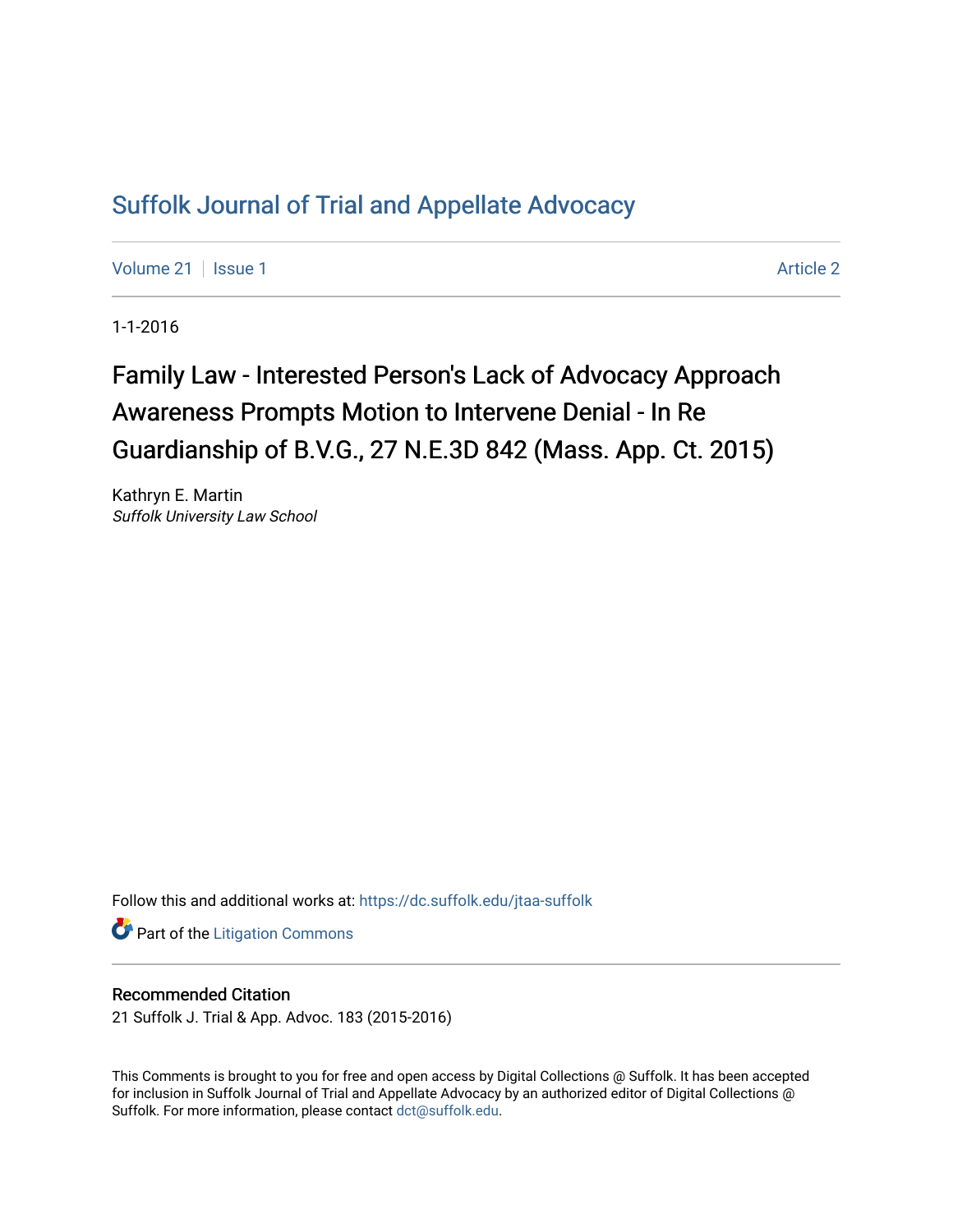# Suffolk Journal of Trial and Appellate Advocacy

Volume 21 | Issue 1 — Article 2

1-1-2016

## Family Law - Interested Person's Lack of Advocacy Approach Awareness Prompts Motion to Intervene Denial - In Re Guardianship of B.V.G., 27 N.E.3D 842 (Mass. App. Ct. 2015)

Kathryn E. Martin
*Suffolk University Law School*

Follow this and additional works at: https://dc.suffolk.edu/jtaa-suffolk

Part of the Litigation Commons

### Recommended Citation

21 Suffolk J. Trial & App. Advoc. 183 (2015-2016)

This Comments is brought to you for free and open access by Digital Collections @ Suffolk. It has been accepted for inclusion in Suffolk Journal of Trial and Appellate Advocacy by an authorized editor of Digital Collections @ Suffolk. For more information, please contact dct@suffolk.edu.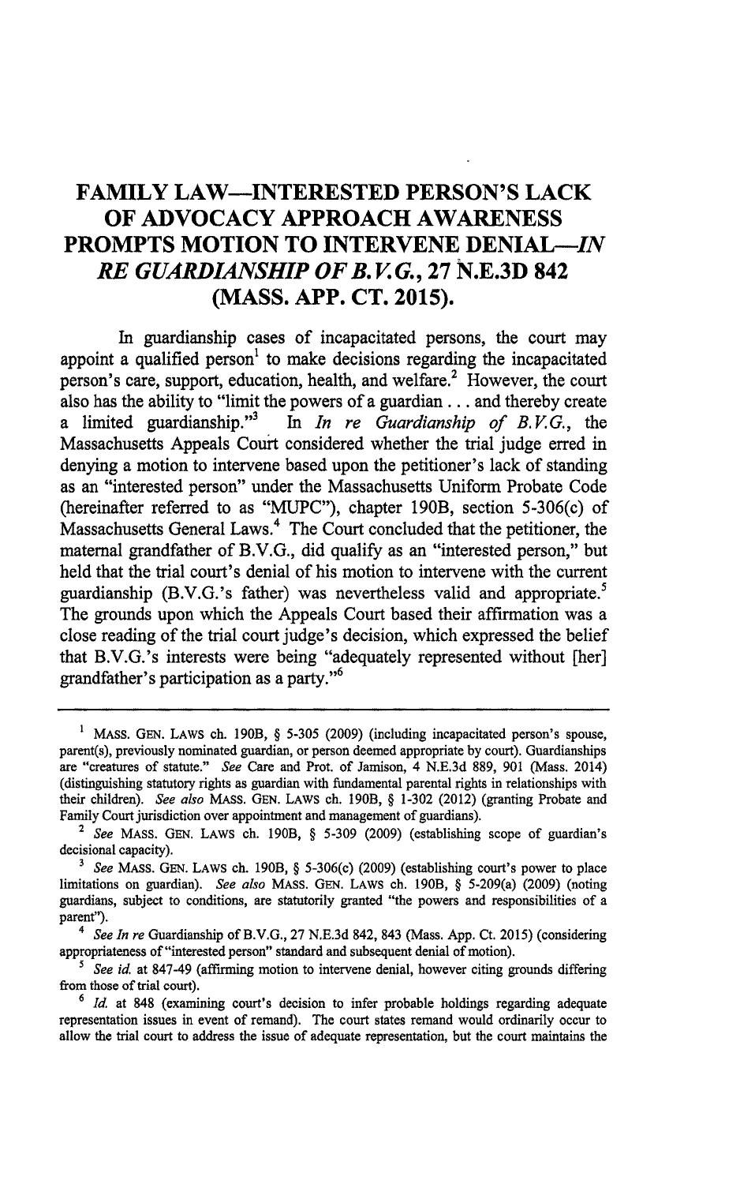# FAMILY LAW—INTERESTED PERSON'S LACK OF ADVOCACY APPROACH AWARENESS PROMPTS MOTION TO INTERVENE DENIAL—*IN RE GUARDIANSHIP OF B.V.G.*, 27 N.E.3D 842 (MASS. APP. CT. 2015).

In guardianship cases of incapacitated persons, the court may appoint a qualified person[1] to make decisions regarding the incapacitated person's care, support, education, health, and welfare.[2] However, the court also has the ability to "limit the powers of a guardian . . . and thereby create a limited guardianship."[3] In *In re Guardianship of B.V.G.*, the Massachusetts Appeals Court considered whether the trial judge erred in denying a motion to intervene based upon the petitioner's lack of standing as an "interested person" under the Massachusetts Uniform Probate Code (hereinafter referred to as "MUPC"), chapter 190B, section 5-306(c) of Massachusetts General Laws.[4] The Court concluded that the petitioner, the maternal grandfather of B.V.G., did qualify as an "interested person," but held that the trial court's denial of his motion to intervene with the current guardianship (B.V.G.'s father) was nevertheless valid and appropriate.[5] The grounds upon which the Appeals Court based their affirmation was a close reading of the trial court judge's decision, which expressed the belief that B.V.G.'s interests were being "adequately represented without [her] grandfather's participation as a party."[6]

---

[1] MASS. GEN. LAWS ch. 190B, § 5-305 (2009) (including incapacitated person's spouse, parent(s), previously nominated guardian, or person deemed appropriate by court). Guardianships are "creatures of statute." *See* Care and Prot. of Jamison, 4 N.E.3d 889, 901 (Mass. 2014) (distinguishing statutory rights as guardian with fundamental parental rights in relationships with their children). *See also* MASS. GEN. LAWS ch. 190B, § 1-302 (2012) (granting Probate and Family Court jurisdiction over appointment and management of guardians).

[2] *See* MASS. GEN. LAWS ch. 190B, § 5-309 (2009) (establishing scope of guardian's decisional capacity).

[3] *See* MASS. GEN. LAWS ch. 190B, § 5-306(c) (2009) (establishing court's power to place limitations on guardian). *See also* MASS. GEN. LAWS ch. 190B, § 5-209(a) (2009) (noting guardians, subject to conditions, are statutorily granted "the powers and responsibilities of a parent").

[4] *See In re* Guardianship of B.V.G., 27 N.E.3d 842, 843 (Mass. App. Ct. 2015) (considering appropriateness of "interested person" standard and subsequent denial of motion).

[5] *See id.* at 847-49 (affirming motion to intervene denial, however citing grounds differing from those of trial court).

[6] *Id.* at 848 (examining court's decision to infer probable holdings regarding adequate representation issues in event of remand). The court states remand would ordinarily occur to allow the trial court to address the issue of adequate representation, but the court maintains the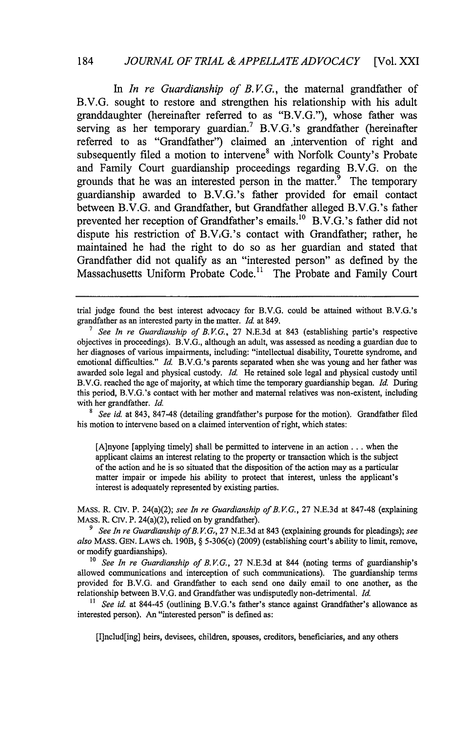In *In re Guardianship of B.V.G.*, the maternal grandfather of B.V.G. sought to restore and strengthen his relationship with his adult granddaughter (hereinafter referred to as "B.V.G."), whose father was serving as her temporary guardian.[7] B.V.G.'s grandfather (hereinafter referred to as "Grandfather") claimed an intervention of right and subsequently filed a motion to intervene[8] with Norfolk County's Probate and Family Court guardianship proceedings regarding B.V.G. on the grounds that he was an interested person in the matter.[9] The temporary guardianship awarded to B.V.G.'s father provided for email contact between B.V.G. and Grandfather, but Grandfather alleged B.V.G.'s father prevented her reception of Grandfather's emails.[10] B.V.G.'s father did not dispute his restriction of B.V.G.'s contact with Grandfather; rather, he maintained he had the right to do so as her guardian and stated that Grandfather did not qualify as an "interested person" as defined by the Massachusetts Uniform Probate Code.[11] The Probate and Family Court

---

trial judge found the best interest advocacy for B.V.G. could be attained without B.V.G.'s grandfather as an interested party in the matter. *Id.* at 849.

[7] *See In re Guardianship of B.V.G.*, 27 N.E.3d at 843 (establishing partie's respective objectives in proceedings). B.V.G., although an adult, was assessed as needing a guardian due to her diagnoses of various impairments, including: "intellectual disability, Tourette syndrome, and emotional difficulties." *Id.* B.V.G.'s parents separated when she was young and her father was awarded sole legal and physical custody. *Id.* He retained sole legal and physical custody until B.V.G. reached the age of majority, at which time the temporary guardianship began. *Id.* During this period, B.V.G.'s contact with her mother and maternal relatives was non-existent, including with her grandfather. *Id.*

[8] *See id.* at 843, 847-48 (detailing grandfather's purpose for the motion). Grandfather filed his motion to intervene based on a claimed intervention of right, which states:

> [A]nyone [applying timely] shall be permitted to intervene in an action . . . when the applicant claims an interest relating to the property or transaction which is the subject of the action and he is so situated that the disposition of the action may as a particular matter impair or impede his ability to protect that interest, unless the applicant's interest is adequately represented by existing parties.

MASS. R. CIV. P. 24(a)(2); *see In re Guardianship of B.V.G.*, 27 N.E.3d at 847-48 (explaining MASS. R. CIV. P. 24(a)(2), relied on by grandfather).

[9] *See In re Guardianship of B.V.G.*, 27 N.E.3d at 843 (explaining grounds for pleadings); *see also* MASS. GEN. LAWS ch. 190B, § 5-306(c) (2009) (establishing court's ability to limit, remove, or modify guardianships).

[10] *See In re Guardianship of B.V.G.*, 27 N.E.3d at 844 (noting terms of guardianship's allowed communications and interception of such communications). The guardianship terms provided for B.V.G. and Grandfather to each send one daily email to one another, as the relationship between B.V.G. and Grandfather was undisputedly non-detrimental. *Id.*

[11] *See id.* at 844-45 (outlining B.V.G.'s father's stance against Grandfather's allowance as interested person). An "interested person" is defined as:

> [I]nclud[ing] heirs, devisees, children, spouses, creditors, beneficiaries, and any others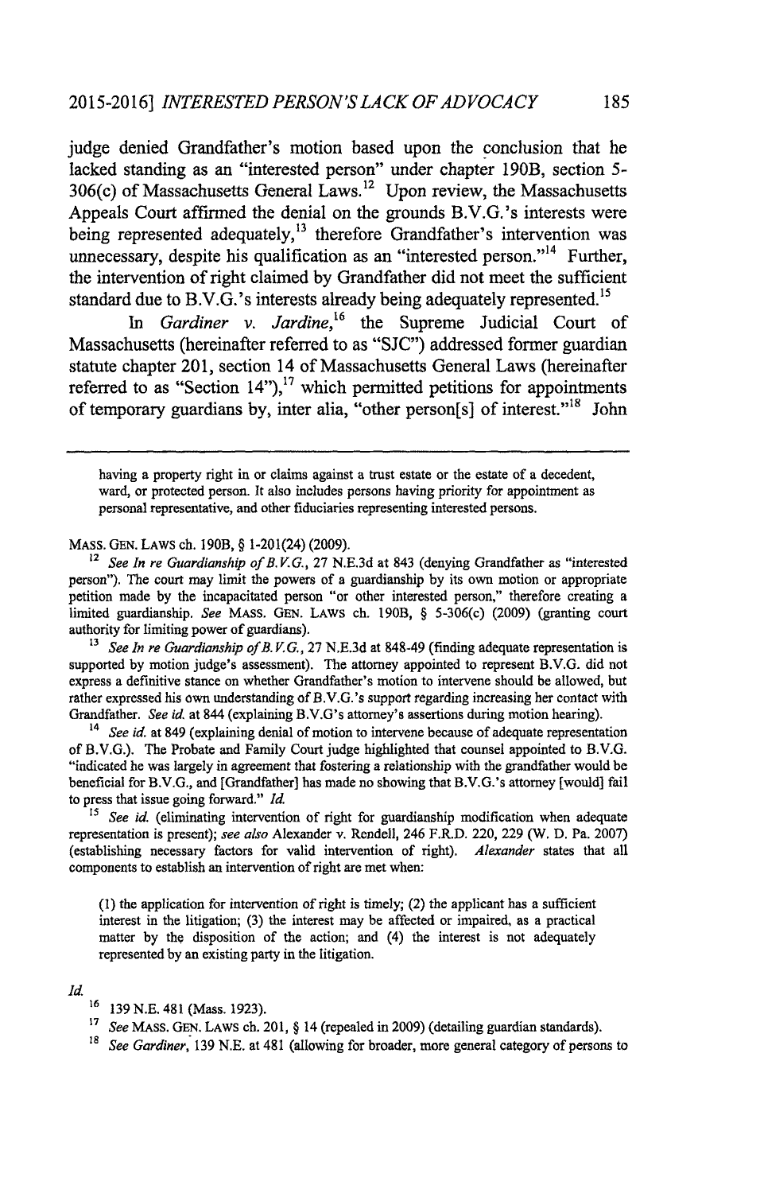judge denied Grandfather's motion based upon the conclusion that he lacked standing as an "interested person" under chapter 190B, section 5-306(c) of Massachusetts General Laws.[12] Upon review, the Massachusetts Appeals Court affirmed the denial on the grounds B.V.G.'s interests were being represented adequately,[13] therefore Grandfather's intervention was unnecessary, despite his qualification as an "interested person."[14] Further, the intervention of right claimed by Grandfather did not meet the sufficient standard due to B.V.G.'s interests already being adequately represented.[15]

In *Gardiner v. Jardine*,[16] the Supreme Judicial Court of Massachusetts (hereinafter referred to as "SJC") addressed former guardian statute chapter 201, section 14 of Massachusetts General Laws (hereinafter referred to as "Section 14"),[17] which permitted petitions for appointments of temporary guardians by, inter alia, "other person[s] of interest."[18] John

---

> having a property right in or claims against a trust estate or the estate of a decedent, ward, or protected person. It also includes persons having priority for appointment as personal representative, and other fiduciaries representing interested persons.

MASS. GEN. LAWS ch. 190B, § 1-201(24) (2009).

[12] *See In re Guardianship of B.V.G.*, 27 N.E.3d at 843 (denying Grandfather as "interested person"). The court may limit the powers of a guardianship by its own motion or appropriate petition made by the incapacitated person "or other interested person," therefore creating a limited guardianship. *See* MASS. GEN. LAWS ch. 190B, § 5-306(c) (2009) (granting court authority for limiting power of guardians).

[13] *See In re Guardianship of B.V.G.*, 27 N.E.3d at 848-49 (finding adequate representation is supported by motion judge's assessment). The attorney appointed to represent B.V.G. did not express a definitive stance on whether Grandfather's motion to intervene should be allowed, but rather expressed his own understanding of B.V.G.'s support regarding increasing her contact with Grandfather. *See id.* at 844 (explaining B.V.G's attorney's assertions during motion hearing).

[14] *See id.* at 849 (explaining denial of motion to intervene because of adequate representation of B.V.G.). The Probate and Family Court judge highlighted that counsel appointed to B.V.G. "indicated he was largely in agreement that fostering a relationship with the grandfather would be beneficial for B.V.G., and [Grandfather] has made no showing that B.V.G.'s attorney [would] fail to press that issue going forward." *Id.*

[15] *See id.* (eliminating intervention of right for guardianship modification when adequate representation is present); *see also* Alexander v. Rendell, 246 F.R.D. 220, 229 (W. D. Pa. 2007) (establishing necessary factors for valid intervention of right). *Alexander* states that all components to establish an intervention of right are met when:

> (1) the application for intervention of right is timely; (2) the applicant has a sufficient interest in the litigation; (3) the interest may be affected or impaired, as a practical matter by the disposition of the action; and (4) the interest is not adequately represented by an existing party in the litigation.

*Id.*

[16] 139 N.E. 481 (Mass. 1923).

[17] *See* MASS. GEN. LAWS ch. 201, § 14 (repealed in 2009) (detailing guardian standards).

[18] *See Gardiner*, 139 N.E. at 481 (allowing for broader, more general category of persons to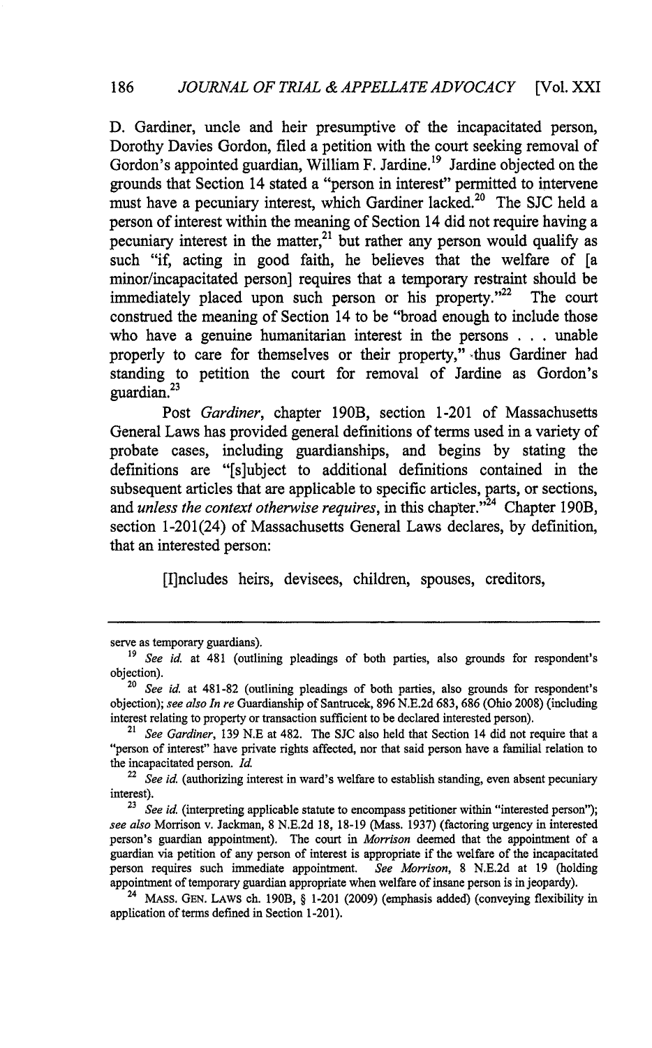D. Gardiner, uncle and heir presumptive of the incapacitated person, Dorothy Davies Gordon, filed a petition with the court seeking removal of Gordon's appointed guardian, William F. Jardine.[19] Jardine objected on the grounds that Section 14 stated a "person in interest" permitted to intervene must have a pecuniary interest, which Gardiner lacked.[20] The SJC held a person of interest within the meaning of Section 14 did not require having a pecuniary interest in the matter,[21] but rather any person would qualify as such "if, acting in good faith, he believes that the welfare of [a minor/incapacitated person] requires that a temporary restraint should be immediately placed upon such person or his property."[22] The court construed the meaning of Section 14 to be "broad enough to include those who have a genuine humanitarian interest in the persons . . . unable properly to care for themselves or their property," thus Gardiner had standing to petition the court for removal of Jardine as Gordon's guardian.[23]

Post *Gardiner*, chapter 190B, section 1-201 of Massachusetts General Laws has provided general definitions of terms used in a variety of probate cases, including guardianships, and begins by stating the definitions are "[s]ubject to additional definitions contained in the subsequent articles that are applicable to specific articles, parts, or sections, and *unless the context otherwise requires*, in this chapter."[24] Chapter 190B, section 1-201(24) of Massachusetts General Laws declares, by definition, that an interested person:

> [I]ncludes heirs, devisees, children, spouses, creditors,

---

serve as temporary guardians).

[19] *See id.* at 481 (outlining pleadings of both parties, also grounds for respondent's objection).

[20] *See id.* at 481-82 (outlining pleadings of both parties, also grounds for respondent's objection); *see also In re* Guardianship of Santrucek, 896 N.E.2d 683, 686 (Ohio 2008) (including interest relating to property or transaction sufficient to be declared interested person).

[21] *See Gardiner*, 139 N.E at 482. The SJC also held that Section 14 did not require that a "person of interest" have private rights affected, nor that said person have a familial relation to the incapacitated person. *Id.*

[22] *See id.* (authorizing interest in ward's welfare to establish standing, even absent pecuniary interest).

[23] *See id.* (interpreting applicable statute to encompass petitioner within "interested person"); *see also* Morrison v. Jackman, 8 N.E.2d 18, 18-19 (Mass. 1937) (factoring urgency in interested person's guardian appointment). The court in *Morrison* deemed that the appointment of a guardian via petition of any person of interest is appropriate if the welfare of the incapacitated person requires such immediate appointment. *See Morrison*, 8 N.E.2d at 19 (holding appointment of temporary guardian appropriate when welfare of insane person is in jeopardy).

[24] MASS. GEN. LAWS ch. 190B, § 1-201 (2009) (emphasis added) (conveying flexibility in application of terms defined in Section 1-201).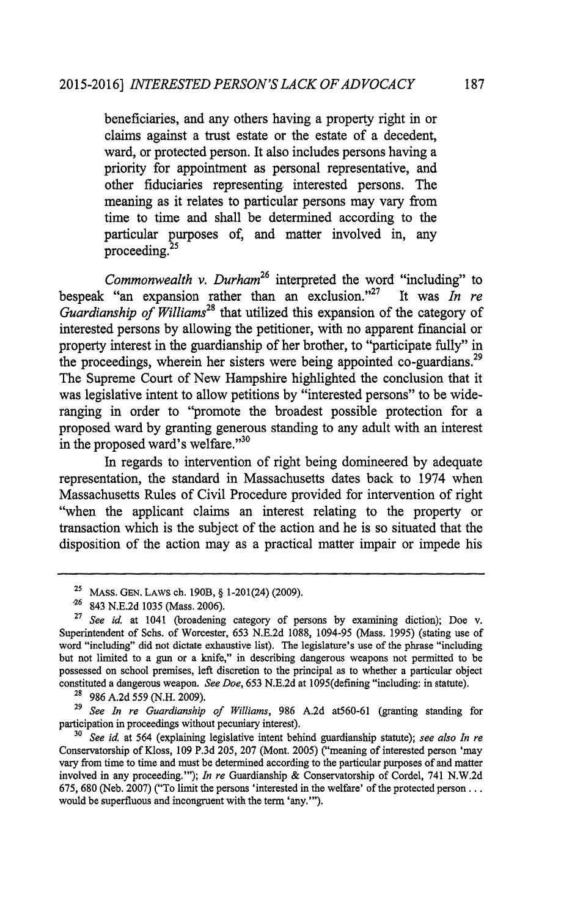> beneficiaries, and any others having a property right in or claims against a trust estate or the estate of a decedent, ward, or protected person. It also includes persons having a priority for appointment as personal representative, and other fiduciaries representing interested persons. The meaning as it relates to particular persons may vary from time to time and shall be determined according to the particular purposes of, and matter involved in, any proceeding.[25]

*Commonwealth v. Durham*[26] interpreted the word "including" to bespeak "an expansion rather than an exclusion."[27] It was *In re Guardianship of Williams*[28] that utilized this expansion of the category of interested persons by allowing the petitioner, with no apparent financial or property interest in the guardianship of her brother, to "participate fully" in the proceedings, wherein her sisters were being appointed co-guardians.[29] The Supreme Court of New Hampshire highlighted the conclusion that it was legislative intent to allow petitions by "interested persons" to be wide-ranging in order to "promote the broadest possible protection for a proposed ward by granting generous standing to any adult with an interest in the proposed ward's welfare."[30]

In regards to intervention of right being domineered by adequate representation, the standard in Massachusetts dates back to 1974 when Massachusetts Rules of Civil Procedure provided for intervention of right "when the applicant claims an interest relating to the property or transaction which is the subject of the action and he is so situated that the disposition of the action may as a practical matter impair or impede his

---

[25] MASS. GEN. LAWS ch. 190B, § 1-201(24) (2009).

[26] 843 N.E.2d 1035 (Mass. 2006).

[27] *See id.* at 1041 (broadening category of persons by examining diction); Doe v. Superintendent of Schs. of Worcester, 653 N.E.2d 1088, 1094-95 (Mass. 1995) (stating use of word "including" did not dictate exhaustive list). The legislature's use of the phrase "including but not limited to a gun or a knife," in describing dangerous weapons not permitted to be possessed on school premises, left discretion to the principal as to whether a particular object constituted a dangerous weapon. *See Doe*, 653 N.E.2d at 1095(defining "including: in statute).

[28] 986 A.2d 559 (N.H. 2009).

[29] *See In re Guardianship of Williams*, 986 A.2d at560-61 (granting standing for participation in proceedings without pecuniary interest).

[30] *See id.* at 564 (explaining legislative intent behind guardianship statute); *see also In re* Conservatorship of Kloss, 109 P.3d 205, 207 (Mont. 2005) ("meaning of interested person 'may vary from time to time and must be determined according to the particular purposes of and matter involved in any proceeding.'"); *In re* Guardianship & Conservatorship of Cordel, 741 N.W.2d 675, 680 (Neb. 2007) ("To limit the persons 'interested in the welfare' of the protected person . . . would be superfluous and incongruent with the term 'any.'").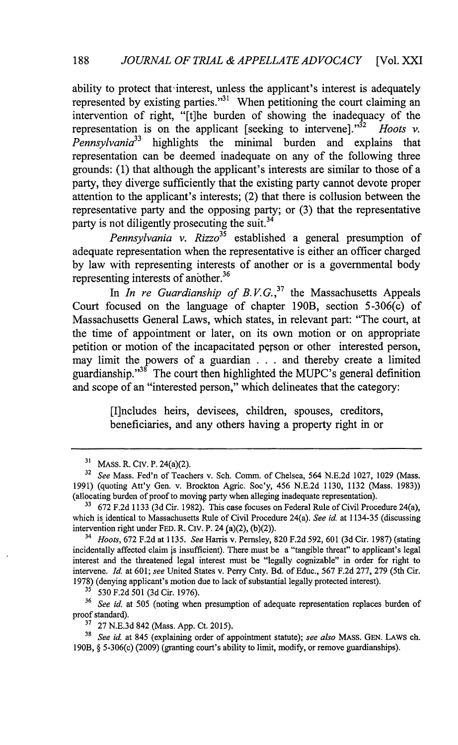ability to protect that interest, unless the applicant's interest is adequately represented by existing parties."[31] When petitioning the court claiming an intervention of right, "[t]he burden of showing the inadequacy of the representation is on the applicant [seeking to intervene]."[32] *Hoots v. Pennsylvania*[33] highlights the minimal burden and explains that representation can be deemed inadequate on any of the following three grounds: (1) that although the applicant's interests are similar to those of a party, they diverge sufficiently that the existing party cannot devote proper attention to the applicant's interests; (2) that there is collusion between the representative party and the opposing party; or (3) that the representative party is not diligently prosecuting the suit.[34]

*Pennsylvania v. Rizzo*[35] established a general presumption of adequate representation when the representative is either an officer charged by law with representing interests of another or is a governmental body representing interests of another.[36]

In *In re Guardianship of B.V.G.*,[37] the Massachusetts Appeals Court focused on the language of chapter 190B, section 5-306(c) of Massachusetts General Laws, which states, in relevant part: "The court, at the time of appointment or later, on its own motion or on appropriate petition or motion of the incapacitated person or other interested person, may limit the powers of a guardian . . . and thereby create a limited guardianship."[38] The court then highlighted the MUPC's general definition and scope of an "interested person," which delineates that the category:

> [I]ncludes heirs, devisees, children, spouses, creditors, beneficiaries, and any others having a property right in or

---

[31] MASS. R. CIV. P. 24(a)(2).

[32] *See* Mass. Fed'n of Teachers v. Sch. Comm. of Chelsea, 564 N.E.2d 1027, 1029 (Mass. 1991) (quoting Att'y Gen. v. Brockton Agric. Soc'y, 456 N.E.2d 1130, 1132 (Mass. 1983)) (allocating burden of proof to moving party when alleging inadequate representation).

[33] 672 F.2d 1133 (3d Cir. 1982). This case focuses on Federal Rule of Civil Procedure 24(a), which is identical to Massachusetts Rule of Civil Procedure 24(a). *See id.* at 1134-35 (discussing intervention right under FED. R. CIV. P. 24 (a)(2), (b)(2)).

[34] *Hoots*, 672 F.2d at 1135. *See* Harris v. Pernsley, 820 F.2d 592, 601 (3d Cir. 1987) (stating incidentally affected claim is insufficient). There must be a "tangible threat" to applicant's legal interest and the threatened legal interest must be "legally cognizable" in order for right to intervene. *Id.* at 601; *see* United States v. Perry Cnty. Bd. of Educ., 567 F.2d 277, 279 (5th Cir. 1978) (denying applicant's motion due to lack of substantial legally protected interest).

[35] 530 F.2d 501 (3d Cir. 1976).

[36] *See id.* at 505 (noting when presumption of adequate representation replaces burden of proof standard).

[37] 27 N.E.3d 842 (Mass. App. Ct. 2015).

[38] *See id.* at 845 (explaining order of appointment statute); *see also* MASS. GEN. LAWS ch. 190B, § 5-306(c) (2009) (granting court's ability to limit, modify, or remove guardianships).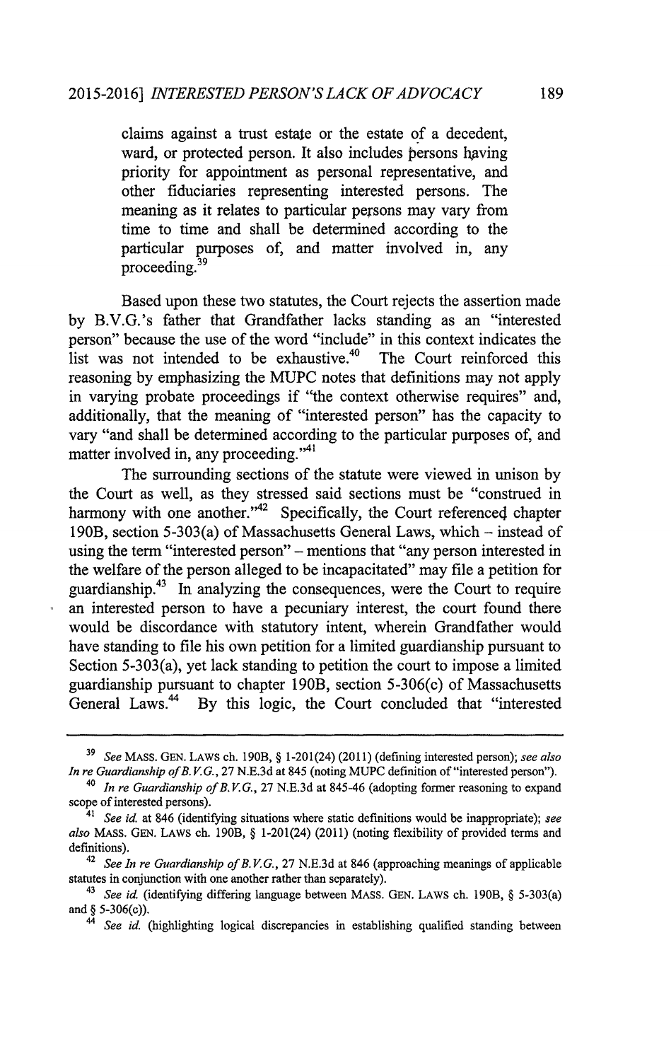> claims against a trust estate or the estate of a decedent, ward, or protected person. It also includes persons having priority for appointment as personal representative, and other fiduciaries representing interested persons. The meaning as it relates to particular persons may vary from time to time and shall be determined according to the particular purposes of, and matter involved in, any proceeding.[39]

Based upon these two statutes, the Court rejects the assertion made by B.V.G.'s father that Grandfather lacks standing as an "interested person" because the use of the word "include" in this context indicates the list was not intended to be exhaustive.[40] The Court reinforced this reasoning by emphasizing the MUPC notes that definitions may not apply in varying probate proceedings if "the context otherwise requires" and, additionally, that the meaning of "interested person" has the capacity to vary "and shall be determined according to the particular purposes of, and matter involved in, any proceeding."[41]

The surrounding sections of the statute were viewed in unison by the Court as well, as they stressed said sections must be "construed in harmony with one another."[42] Specifically, the Court referenced chapter 190B, section 5-303(a) of Massachusetts General Laws, which – instead of using the term "interested person" – mentions that "any person interested in the welfare of the person alleged to be incapacitated" may file a petition for guardianship.[43] In analyzing the consequences, were the Court to require an interested person to have a pecuniary interest, the court found there would be discordance with statutory intent, wherein Grandfather would have standing to file his own petition for a limited guardianship pursuant to Section 5-303(a), yet lack standing to petition the court to impose a limited guardianship pursuant to chapter 190B, section 5-306(c) of Massachusetts General Laws.[44] By this logic, the Court concluded that "interested

---

[39] *See* MASS. GEN. LAWS ch. 190B, § 1-201(24) (2011) (defining interested person); *see also In re Guardianship of B.V.G.*, 27 N.E.3d at 845 (noting MUPC definition of "interested person").

[40] *In re Guardianship of B.V.G.*, 27 N.E.3d at 845-46 (adopting former reasoning to expand scope of interested persons).

[41] *See id.* at 846 (identifying situations where static definitions would be inappropriate); *see also* MASS. GEN. LAWS ch. 190B, § 1-201(24) (2011) (noting flexibility of provided terms and definitions).

[42] *See In re Guardianship of B.V.G.*, 27 N.E.3d at 846 (approaching meanings of applicable statutes in conjunction with one another rather than separately).

[43] *See id.* (identifying differing language between MASS. GEN. LAWS ch. 190B, § 5-303(a) and § 5-306(c)).

[44] *See id.* (highlighting logical discrepancies in establishing qualified standing between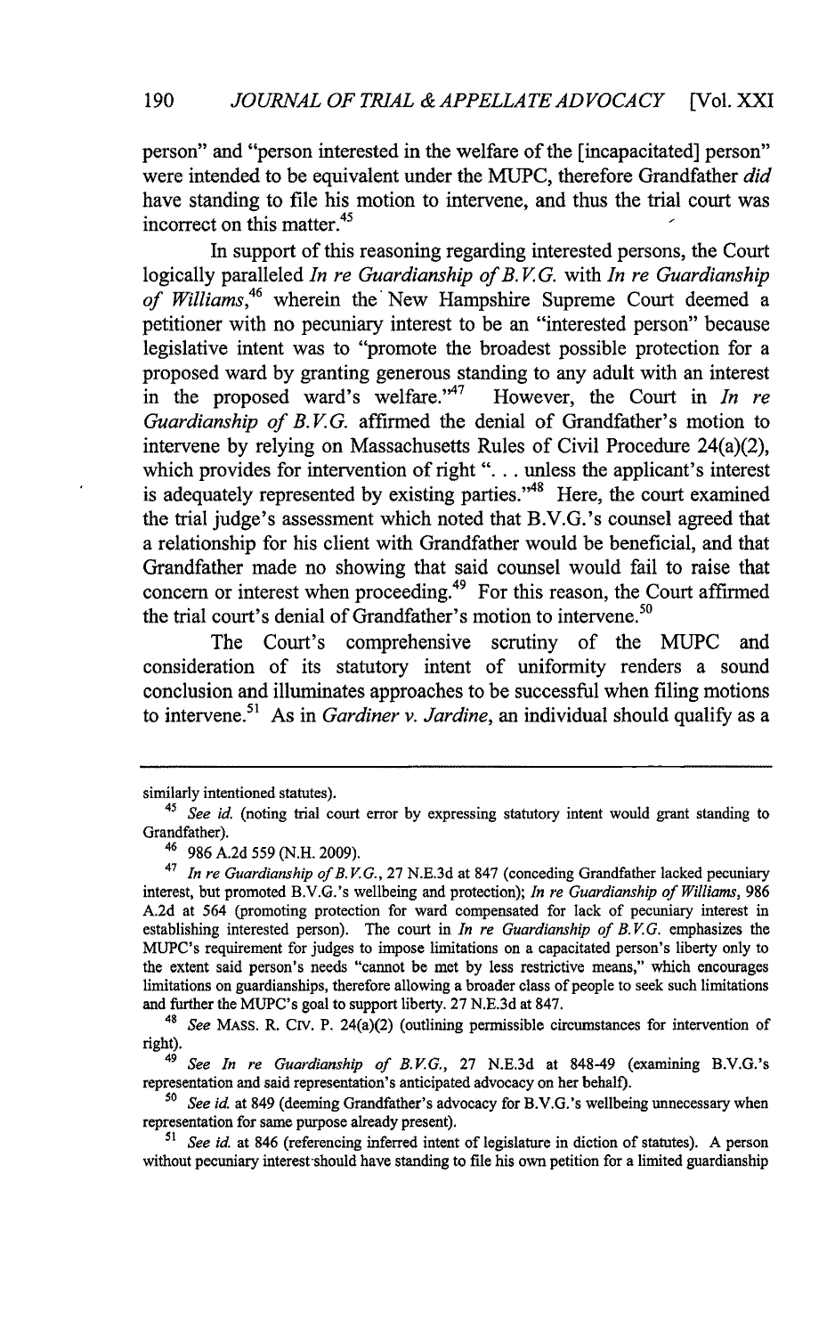person" and "person interested in the welfare of the [incapacitated] person" were intended to be equivalent under the MUPC, therefore Grandfather *did* have standing to file his motion to intervene, and thus the trial court was incorrect on this matter.[45]

In support of this reasoning regarding interested persons, the Court logically paralleled *In re Guardianship of B.V.G.* with *In re Guardianship of Williams*,[46] wherein the New Hampshire Supreme Court deemed a petitioner with no pecuniary interest to be an "interested person" because legislative intent was to "promote the broadest possible protection for a proposed ward by granting generous standing to any adult with an interest in the proposed ward's welfare."[47] However, the Court in *In re Guardianship of B.V.G.* affirmed the denial of Grandfather's motion to intervene by relying on Massachusetts Rules of Civil Procedure 24(a)(2), which provides for intervention of right ". . . unless the applicant's interest is adequately represented by existing parties."[48] Here, the court examined the trial judge's assessment which noted that B.V.G.'s counsel agreed that a relationship for his client with Grandfather would be beneficial, and that Grandfather made no showing that said counsel would fail to raise that concern or interest when proceeding.[49] For this reason, the Court affirmed the trial court's denial of Grandfather's motion to intervene.[50]

The Court's comprehensive scrutiny of the MUPC and consideration of its statutory intent of uniformity renders a sound conclusion and illuminates approaches to be successful when filing motions to intervene.[51] As in *Gardiner v. Jardine*, an individual should qualify as a

---

similarly intentioned statutes).

[45] *See id.* (noting trial court error by expressing statutory intent would grant standing to Grandfather).

[46] 986 A.2d 559 (N.H. 2009).

[47] *In re Guardianship of B.V.G.*, 27 N.E.3d at 847 (conceding Grandfather lacked pecuniary interest, but promoted B.V.G.'s wellbeing and protection); *In re Guardianship of Williams*, 986 A.2d at 564 (promoting protection for ward compensated for lack of pecuniary interest in establishing interested person). The court in *In re Guardianship of B.V.G.* emphasizes the MUPC's requirement for judges to impose limitations on a capacitated person's liberty only to the extent said person's needs "cannot be met by less restrictive means," which encourages limitations on guardianships, therefore allowing a broader class of people to seek such limitations and further the MUPC's goal to support liberty. 27 N.E.3d at 847.

[48] *See* MASS. R. CIV. P. 24(a)(2) (outlining permissible circumstances for intervention of right).

[49] *See In re Guardianship of B.V.G.*, 27 N.E.3d at 848-49 (examining B.V.G.'s representation and said representation's anticipated advocacy on her behalf).

[50] *See id.* at 849 (deeming Grandfather's advocacy for B.V.G.'s wellbeing unnecessary when representation for same purpose already present).

[51] *See id.* at 846 (referencing inferred intent of legislature in diction of statutes). A person without pecuniary interest should have standing to file his own petition for a limited guardianship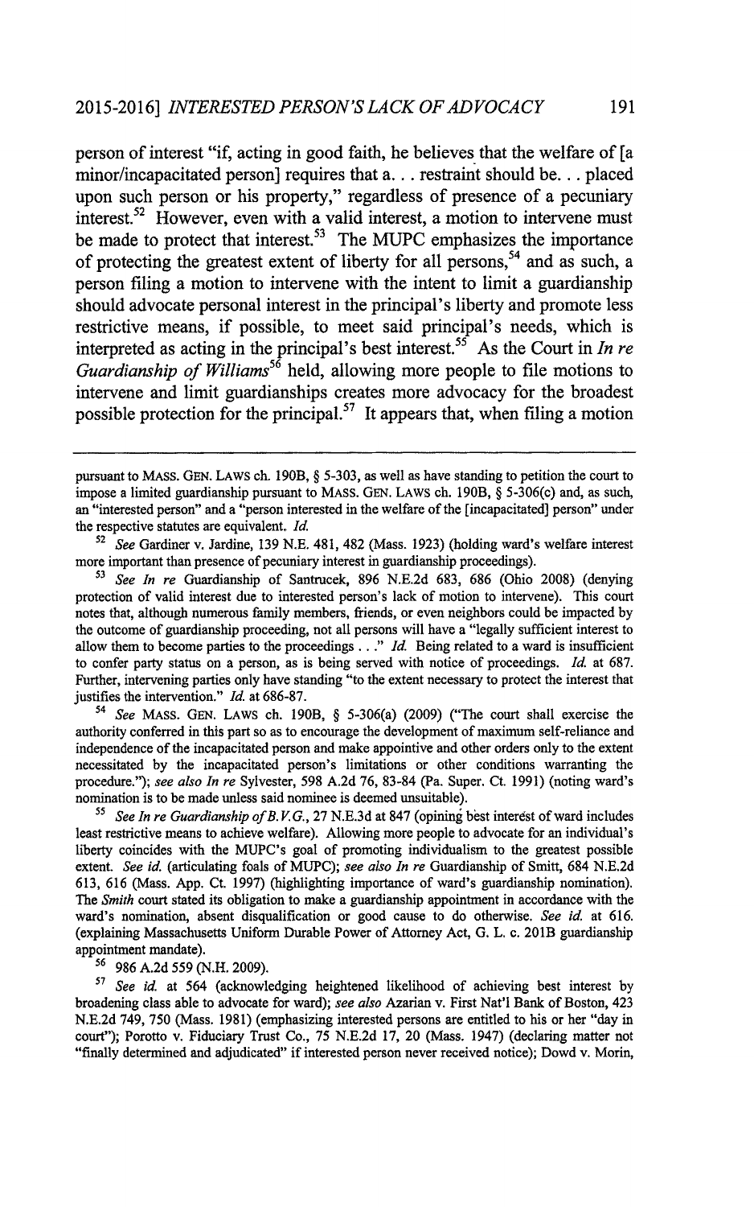person of interest "if, acting in good faith, he believes that the welfare of [a minor/incapacitated person] requires that a. . . restraint should be. . . placed upon such person or his property," regardless of presence of a pecuniary interest.[52] However, even with a valid interest, a motion to intervene must be made to protect that interest.[53] The MUPC emphasizes the importance of protecting the greatest extent of liberty for all persons,[54] and as such, a person filing a motion to intervene with the intent to limit a guardianship should advocate personal interest in the principal's liberty and promote less restrictive means, if possible, to meet said principal's needs, which is interpreted as acting in the principal's best interest.[55] As the Court in *In re Guardianship of Williams*[56] held, allowing more people to file motions to intervene and limit guardianships creates more advocacy for the broadest possible protection for the principal.[57] It appears that, when filing a motion

---

pursuant to MASS. GEN. LAWS ch. 190B, § 5-303, as well as have standing to petition the court to impose a limited guardianship pursuant to MASS. GEN. LAWS ch. 190B, § 5-306(c) and, as such, an "interested person" and a "person interested in the welfare of the [incapacitated] person" under the respective statutes are equivalent. *Id.*

[52] *See* Gardiner v. Jardine, 139 N.E. 481, 482 (Mass. 1923) (holding ward's welfare interest more important than presence of pecuniary interest in guardianship proceedings).

[53] *See In re* Guardianship of Santrucek, 896 N.E.2d 683, 686 (Ohio 2008) (denying protection of valid interest due to interested person's lack of motion to intervene). This court notes that, although numerous family members, friends, or even neighbors could be impacted by the outcome of guardianship proceeding, not all persons will have a "legally sufficient interest to allow them to become parties to the proceedings . . ." *Id.* Being related to a ward is insufficient to confer party status on a person, as is being served with notice of proceedings. *Id.* at 687. Further, intervening parties only have standing "to the extent necessary to protect the interest that justifies the intervention." *Id.* at 686-87.

[54] *See* MASS. GEN. LAWS ch. 190B, § 5-306(a) (2009) ("The court shall exercise the authority conferred in this part so as to encourage the development of maximum self-reliance and independence of the incapacitated person and make appointive and other orders only to the extent necessitated by the incapacitated person's limitations or other conditions warranting the procedure."); *see also In re* Sylvester, 598 A.2d 76, 83-84 (Pa. Super. Ct. 1991) (noting ward's nomination is to be made unless said nominee is deemed unsuitable).

[55] *See In re Guardianship of B.V.G.*, 27 N.E.3d at 847 (opining best interest of ward includes least restrictive means to achieve welfare). Allowing more people to advocate for an individual's liberty coincides with the MUPC's goal of promoting individualism to the greatest possible extent. *See id.* (articulating foals of MUPC); *see also In re* Guardianship of Smitt, 684 N.E.2d 613, 616 (Mass. App. Ct. 1997) (highlighting importance of ward's guardianship nomination). The *Smith* court stated its obligation to make a guardianship appointment in accordance with the ward's nomination, absent disqualification or good cause to do otherwise. *See id.* at 616. (explaining Massachusetts Uniform Durable Power of Attorney Act, G. L. c. 201B guardianship appointment mandate).

[56] 986 A.2d 559 (N.H. 2009).

[57] *See id.* at 564 (acknowledging heightened likelihood of achieving best interest by broadening class able to advocate for ward); *see also* Azarian v. First Nat'l Bank of Boston, 423 N.E.2d 749, 750 (Mass. 1981) (emphasizing interested persons are entitled to his or her "day in court"); Porotto v. Fiduciary Trust Co., 75 N.E.2d 17, 20 (Mass. 1947) (declaring matter not "finally determined and adjudicated" if interested person never received notice); Dowd v. Morin,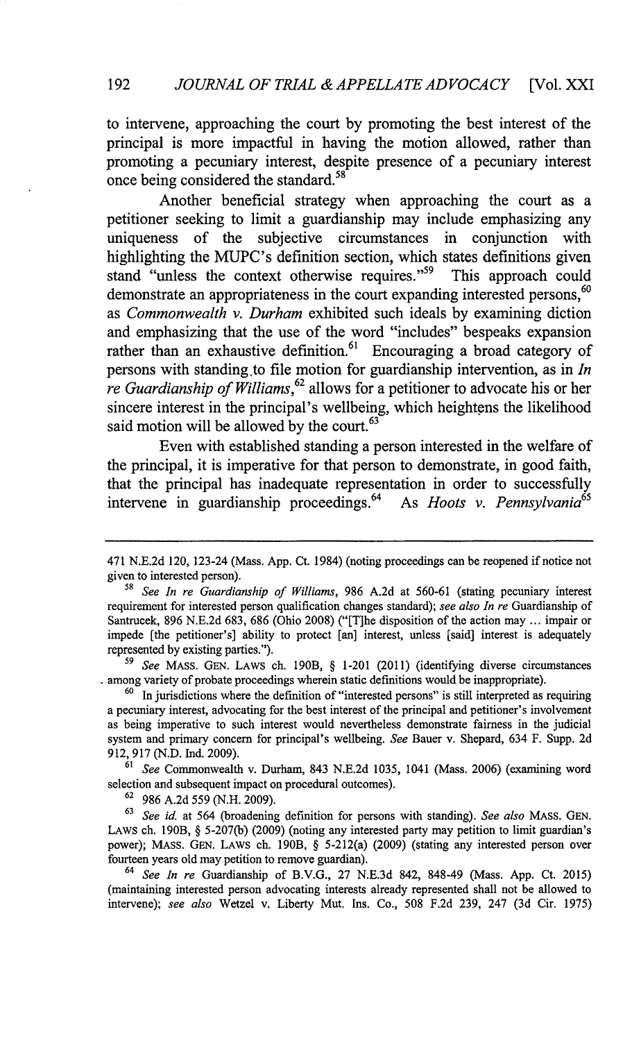to intervene, approaching the court by promoting the best interest of the principal is more impactful in having the motion allowed, rather than promoting a pecuniary interest, despite presence of a pecuniary interest once being considered the standard.[58]

Another beneficial strategy when approaching the court as a petitioner seeking to limit a guardianship may include emphasizing any uniqueness of the subjective circumstances in conjunction with highlighting the MUPC's definition section, which states definitions given stand "unless the context otherwise requires."[59] This approach could demonstrate an appropriateness in the court expanding interested persons,[60] as *Commonwealth v. Durham* exhibited such ideals by examining diction and emphasizing that the use of the word "includes" bespeaks expansion rather than an exhaustive definition.[61] Encouraging a broad category of persons with standing to file motion for guardianship intervention, as in *In re Guardianship of Williams*,[62] allows for a petitioner to advocate his or her sincere interest in the principal's wellbeing, which heightens the likelihood said motion will be allowed by the court.[63]

Even with established standing a person interested in the welfare of the principal, it is imperative for that person to demonstrate, in good faith, that the principal has inadequate representation in order to successfully intervene in guardianship proceedings.[64] As *Hoots v. Pennsylvania*[65]

---

471 N.E.2d 120, 123-24 (Mass. App. Ct. 1984) (noting proceedings can be reopened if notice not given to interested person).

[58] *See In re Guardianship of Williams*, 986 A.2d at 560-61 (stating pecuniary interest requirement for interested person qualification changes standard); *see also In re* Guardianship of Santrucek, 896 N.E.2d 683, 686 (Ohio 2008) ("[T]he disposition of the action may ... impair or impede [the petitioner's] ability to protect [an] interest, unless [said] interest is adequately represented by existing parties.").

[59] *See* MASS. GEN. LAWS ch. 190B, § 1-201 (2011) (identifying diverse circumstances among variety of probate proceedings wherein static definitions would be inappropriate).

[60] In jurisdictions where the definition of "interested persons" is still interpreted as requiring a pecuniary interest, advocating for the best interest of the principal and petitioner's involvement as being imperative to such interest would nevertheless demonstrate fairness in the judicial system and primary concern for principal's wellbeing. *See* Bauer v. Shepard, 634 F. Supp. 2d 912, 917 (N.D. Ind. 2009).

[61] *See* Commonwealth v. Durham, 843 N.E.2d 1035, 1041 (Mass. 2006) (examining word selection and subsequent impact on procedural outcomes).

[62] 986 A.2d 559 (N.H. 2009).

[63] *See id.* at 564 (broadening definition for persons with standing). *See also* MASS. GEN. LAWS ch. 190B, § 5-207(b) (2009) (noting any interested party may petition to limit guardian's power); MASS. GEN. LAWS ch. 190B, § 5-212(a) (2009) (stating any interested person over fourteen years old may petition to remove guardian).

[64] *See In re* Guardianship of B.V.G., 27 N.E.3d 842, 848-49 (Mass. App. Ct. 2015) (maintaining interested person advocating interests already represented shall not be allowed to intervene); *see also* Wetzel v. Liberty Mut. Ins. Co., 508 F.2d 239, 247 (3d Cir. 1975)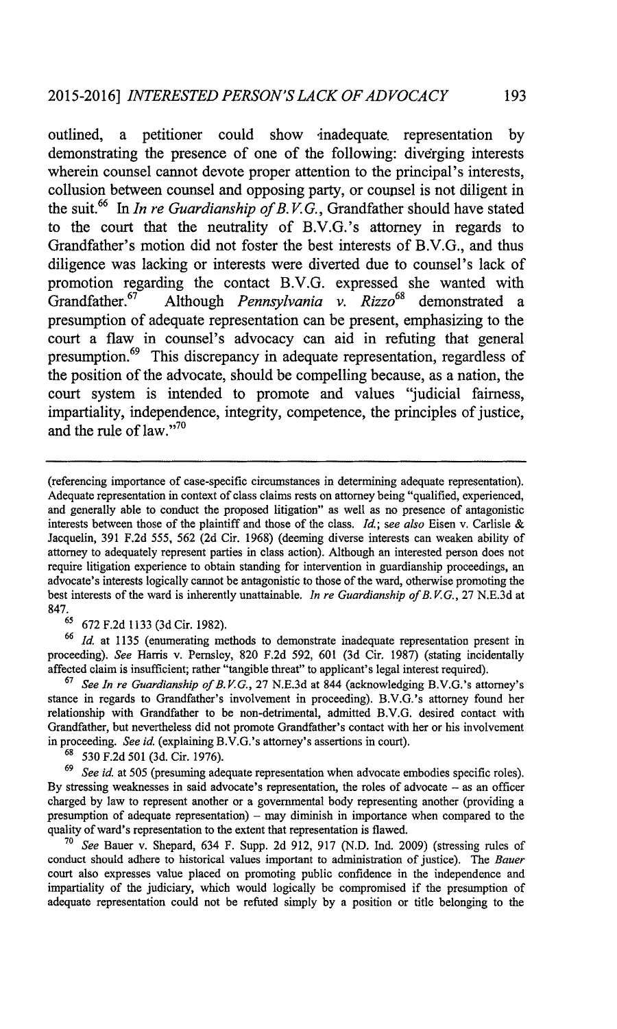outlined, a petitioner could show inadequate representation by demonstrating the presence of one of the following: diverging interests wherein counsel cannot devote proper attention to the principal's interests, collusion between counsel and opposing party, or counsel is not diligent in the suit.[66] In *In re Guardianship of B.V.G.*, Grandfather should have stated to the court that the neutrality of B.V.G.'s attorney in regards to Grandfather's motion did not foster the best interests of B.V.G., and thus diligence was lacking or interests were diverted due to counsel's lack of promotion regarding the contact B.V.G. expressed she wanted with Grandfather.[67] Although *Pennsylvania v. Rizzo*[68] demonstrated a presumption of adequate representation can be present, emphasizing to the court a flaw in counsel's advocacy can aid in refuting that general presumption.[69] This discrepancy in adequate representation, regardless of the position of the advocate, should be compelling because, as a nation, the court system is intended to promote and values "judicial fairness, impartiality, independence, integrity, competence, the principles of justice, and the rule of law."[70]

---

(referencing importance of case-specific circumstances in determining adequate representation). Adequate representation in context of class claims rests on attorney being "qualified, experienced, and generally able to conduct the proposed litigation" as well as no presence of antagonistic interests between those of the plaintiff and those of the class. *Id.*; *see also* Eisen v. Carlisle & Jacquelin, 391 F.2d 555, 562 (2d Cir. 1968) (deeming diverse interests can weaken ability of attorney to adequately represent parties in class action). Although an interested person does not require litigation experience to obtain standing for intervention in guardianship proceedings, an advocate's interests logically cannot be antagonistic to those of the ward, otherwise promoting the best interests of the ward is inherently unattainable. *In re Guardianship of B.V.G.*, 27 N.E.3d at 847.

[65] 672 F.2d 1133 (3d Cir. 1982).

[66] *Id.* at 1135 (enumerating methods to demonstrate inadequate representation present in proceeding). *See* Harris v. Pernsley, 820 F.2d 592, 601 (3d Cir. 1987) (stating incidentally affected claim is insufficient; rather "tangible threat" to applicant's legal interest required).

[67] *See In re Guardianship of B.V.G.*, 27 N.E.3d at 844 (acknowledging B.V.G.'s attorney's stance in regards to Grandfather's involvement in proceeding). B.V.G.'s attorney found her relationship with Grandfather to be non-detrimental, admitted B.V.G. desired contact with Grandfather, but nevertheless did not promote Grandfather's contact with her or his involvement in proceeding. *See id.* (explaining B.V.G.'s attorney's assertions in court).

[68] 530 F.2d 501 (3d. Cir. 1976).

[69] *See id.* at 505 (presuming adequate representation when advocate embodies specific roles). By stressing weaknesses in said advocate's representation, the roles of advocate – as an officer charged by law to represent another or a governmental body representing another (providing a presumption of adequate representation) – may diminish in importance when compared to the quality of ward's representation to the extent that representation is flawed.

[70] *See* Bauer v. Shepard, 634 F. Supp. 2d 912, 917 (N.D. Ind. 2009) (stressing rules of conduct should adhere to historical values important to administration of justice). The *Bauer* court also expresses value placed on promoting public confidence in the independence and impartiality of the judiciary, which would logically be compromised if the presumption of adequate representation could not be refuted simply by a position or title belonging to the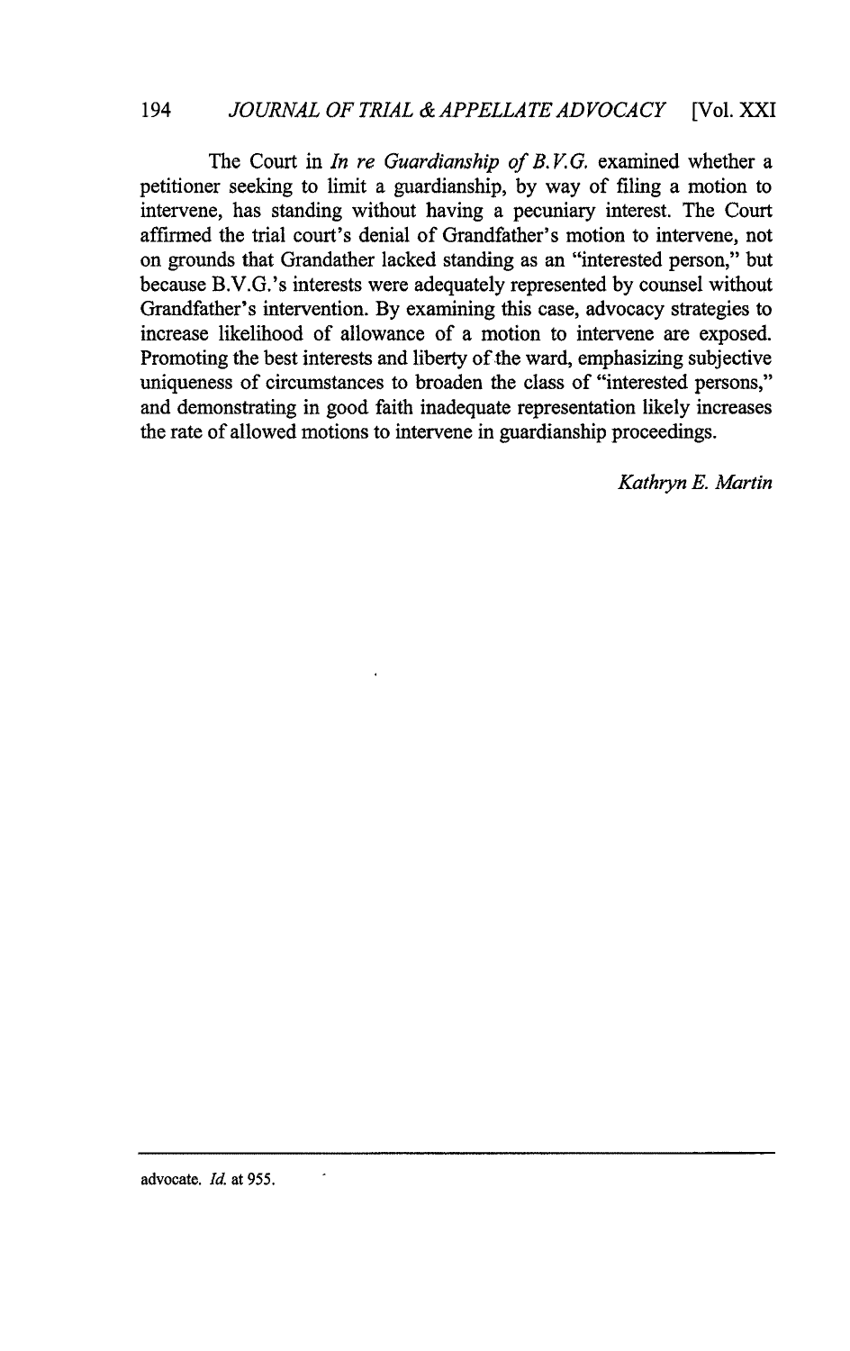The Court in *In re Guardianship of B.V.G.* examined whether a petitioner seeking to limit a guardianship, by way of filing a motion to intervene, has standing without having a pecuniary interest. The Court affirmed the trial court's denial of Grandfather's motion to intervene, not on grounds that Grandather lacked standing as an "interested person," but because B.V.G.'s interests were adequately represented by counsel without Grandfather's intervention. By examining this case, advocacy strategies to increase likelihood of allowance of a motion to intervene are exposed. Promoting the best interests and liberty of the ward, emphasizing subjective uniqueness of circumstances to broaden the class of "interested persons," and demonstrating in good faith inadequate representation likely increases the rate of allowed motions to intervene in guardianship proceedings.

*Kathryn E. Martin*

---

advocate. *Id.* at 955.